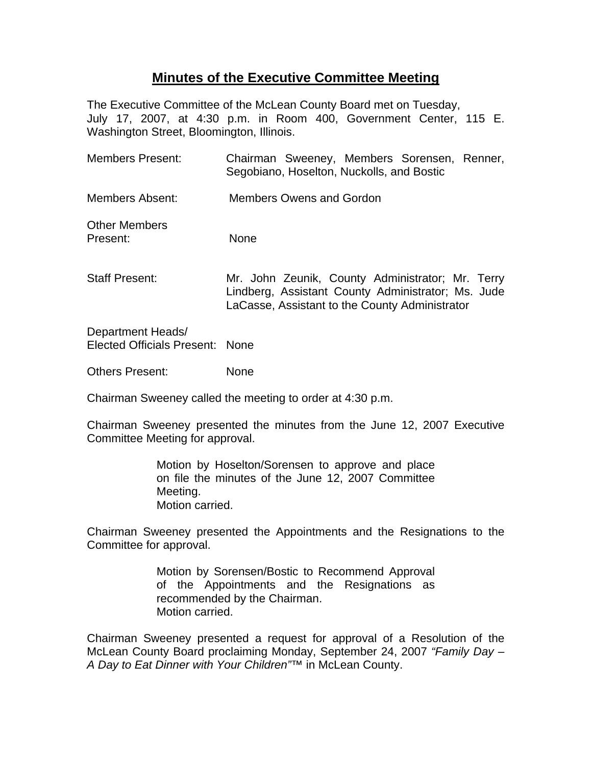# Minutes of the Executive Committee Meeting

The Executive Committee of the McLean County Board met on Tuesday, July 17, 2007, at 4:30 p.m. in Room 400, Government Center, 115 E. Washington Street, Bloomington, Illinois.

| | |
|---|---|
| Members Present: | Chairman Sweeney, Members Sorensen, Renner, Segobiano, Hoselton, Nuckolls, and Bostic |
| Members Absent: | Members Owens and Gordon |
| Other Members Present: | None |
| Staff Present: | Mr. John Zeunik, County Administrator; Mr. Terry Lindberg, Assistant County Administrator; Ms. Jude LaCasse, Assistant to the County Administrator |
| Department Heads/ Elected Officials Present: | None |
| Others Present: | None |

Chairman Sweeney called the meeting to order at 4:30 p.m.

Chairman Sweeney presented the minutes from the June 12, 2007 Executive Committee Meeting for approval.

> Motion by Hoselton/Sorensen to approve and place on file the minutes of the June 12, 2007 Committee Meeting.
> Motion carried.

Chairman Sweeney presented the Appointments and the Resignations to the Committee for approval.

> Motion by Sorensen/Bostic to Recommend Approval of the Appointments and the Resignations as recommended by the Chairman.
> Motion carried.

Chairman Sweeney presented a request for approval of a Resolution of the McLean County Board proclaiming Monday, September 24, 2007 *"Family Day – A Day to Eat Dinner with Your Children"*™ in McLean County.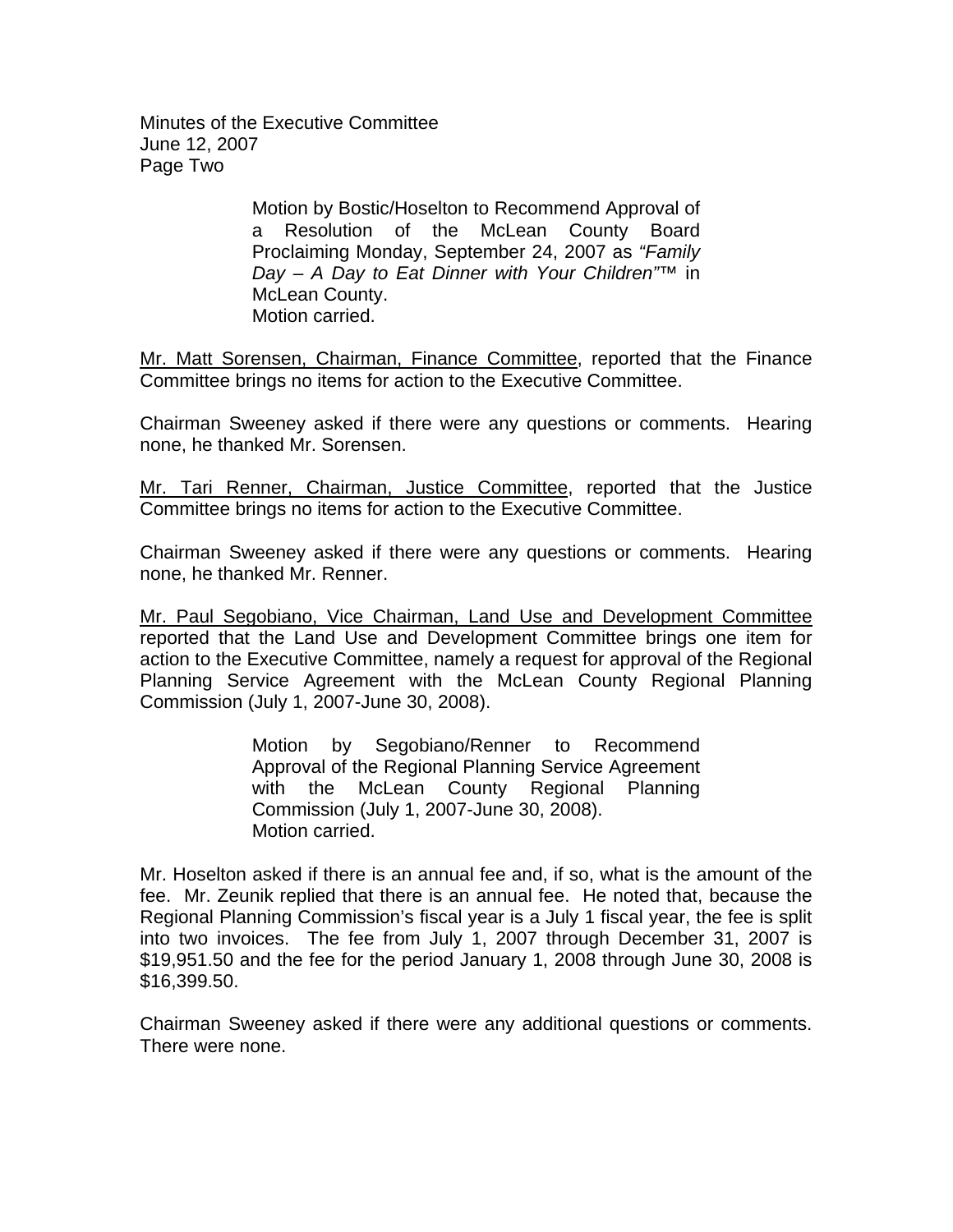> Motion by Bostic/Hoselton to Recommend Approval of a Resolution of the McLean County Board Proclaiming Monday, September 24, 2007 as *"Family Day – A Day to Eat Dinner with Your Children"*™ in McLean County.
> Motion carried.

Mr. Matt Sorensen, Chairman, Finance Committee, reported that the Finance Committee brings no items for action to the Executive Committee.

Chairman Sweeney asked if there were any questions or comments. Hearing none, he thanked Mr. Sorensen.

Mr. Tari Renner, Chairman, Justice Committee, reported that the Justice Committee brings no items for action to the Executive Committee.

Chairman Sweeney asked if there were any questions or comments. Hearing none, he thanked Mr. Renner.

Mr. Paul Segobiano, Vice Chairman, Land Use and Development Committee reported that the Land Use and Development Committee brings one item for action to the Executive Committee, namely a request for approval of the Regional Planning Service Agreement with the McLean County Regional Planning Commission (July 1, 2007-June 30, 2008).

> Motion by Segobiano/Renner to Recommend Approval of the Regional Planning Service Agreement with the McLean County Regional Planning Commission (July 1, 2007-June 30, 2008).
> Motion carried.

Mr. Hoselton asked if there is an annual fee and, if so, what is the amount of the fee. Mr. Zeunik replied that there is an annual fee. He noted that, because the Regional Planning Commission's fiscal year is a July 1 fiscal year, the fee is split into two invoices. The fee from July 1, 2007 through December 31, 2007 is $19,951.50 and the fee for the period January 1, 2008 through June 30, 2008 is $16,399.50.

Chairman Sweeney asked if there were any additional questions or comments. There were none.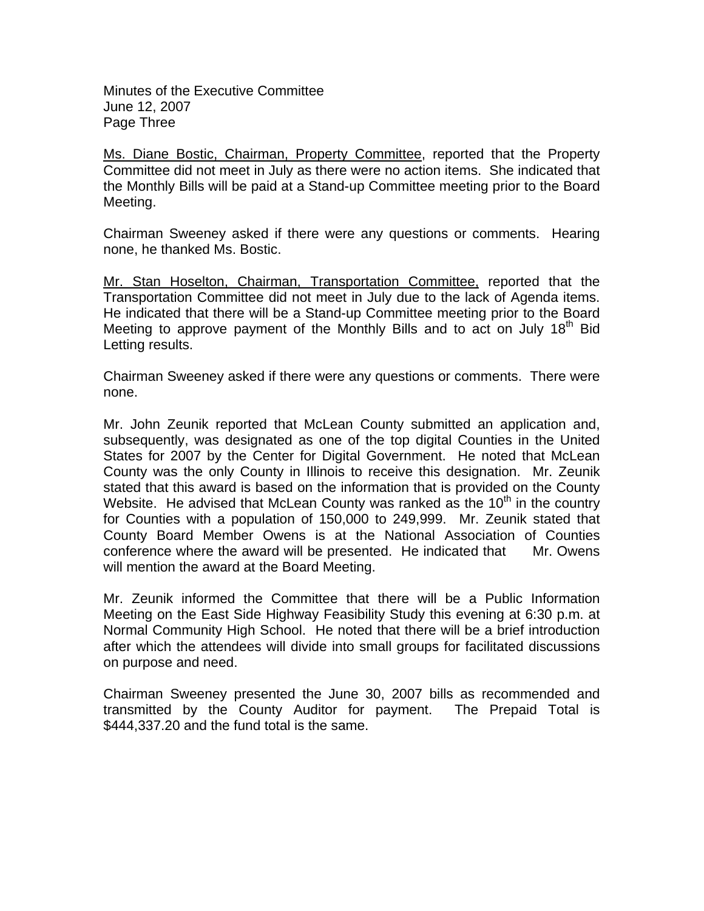Ms. Diane Bostic, Chairman, Property Committee, reported that the Property Committee did not meet in July as there were no action items. She indicated that the Monthly Bills will be paid at a Stand-up Committee meeting prior to the Board Meeting.

Chairman Sweeney asked if there were any questions or comments. Hearing none, he thanked Ms. Bostic.

Mr. Stan Hoselton, Chairman, Transportation Committee, reported that the Transportation Committee did not meet in July due to the lack of Agenda items. He indicated that there will be a Stand-up Committee meeting prior to the Board Meeting to approve payment of the Monthly Bills and to act on July 18th Bid Letting results.

Chairman Sweeney asked if there were any questions or comments. There were none.

Mr. John Zeunik reported that McLean County submitted an application and, subsequently, was designated as one of the top digital Counties in the United States for 2007 by the Center for Digital Government. He noted that McLean County was the only County in Illinois to receive this designation. Mr. Zeunik stated that this award is based on the information that is provided on the County Website. He advised that McLean County was ranked as the 10th in the country for Counties with a population of 150,000 to 249,999. Mr. Zeunik stated that County Board Member Owens is at the National Association of Counties conference where the award will be presented. He indicated that Mr. Owens will mention the award at the Board Meeting.

Mr. Zeunik informed the Committee that there will be a Public Information Meeting on the East Side Highway Feasibility Study this evening at 6:30 p.m. at Normal Community High School. He noted that there will be a brief introduction after which the attendees will divide into small groups for facilitated discussions on purpose and need.

Chairman Sweeney presented the June 30, 2007 bills as recommended and transmitted by the County Auditor for payment. The Prepaid Total is $444,337.20 and the fund total is the same.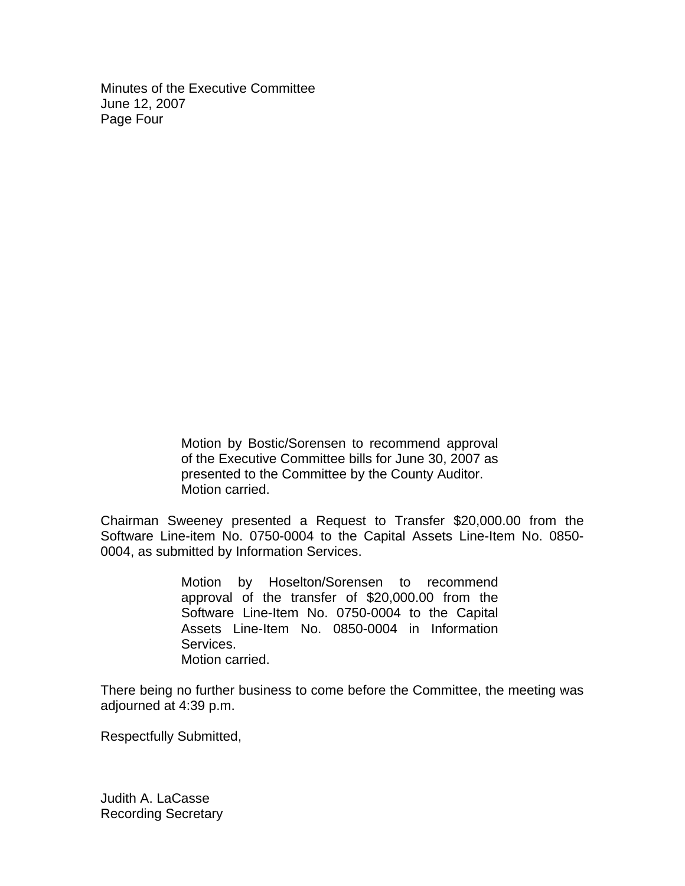Motion by Bostic/Sorensen to recommend approval of the Executive Committee bills for June 30, 2007 as presented to the Committee by the County Auditor.
Motion carried.

Chairman Sweeney presented a Request to Transfer $20,000.00 from the Software Line-item No. 0750-0004 to the Capital Assets Line-Item No. 0850-0004, as submitted by Information Services.

> Motion by Hoselton/Sorensen to recommend approval of the transfer of $20,000.00 from the Software Line-Item No. 0750-0004 to the Capital Assets Line-Item No. 0850-0004 in Information Services.
> Motion carried.

There being no further business to come before the Committee, the meeting was adjourned at 4:39 p.m.

Respectfully Submitted,

Judith A. LaCasse
Recording Secretary